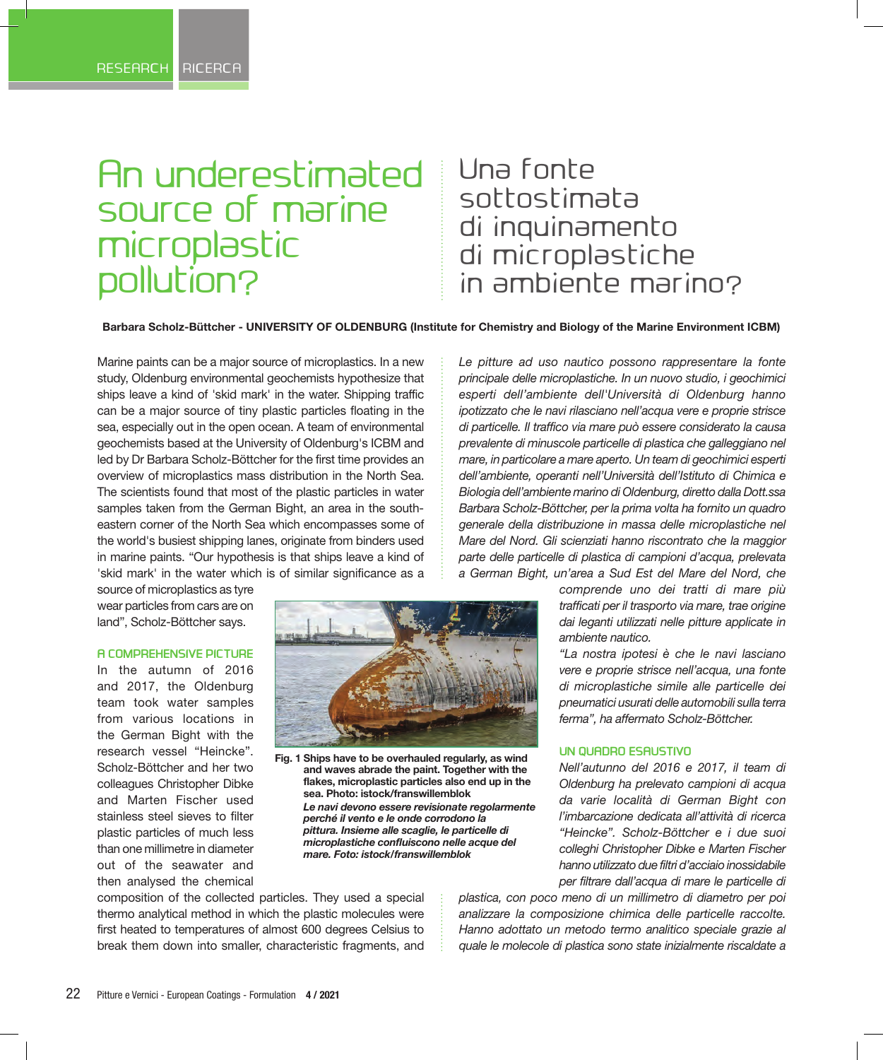# An underestimated source of marine microplastic pollution?

# Una fonte sottostimata di inquinamento di microplastiche in ambiente marino?

**Barbara Scholz-Büttcher - UNIVERSITY OF OLDENBURG (Institute for Chemistry and Biology of the Marine Environment ICBM)**

Marine paints can be a major source of microplastics. In a new study, Oldenburg environmental geochemists hypothesize that ships leave a kind of 'skid mark' in the water. Shipping traffic can be a major source of tiny plastic particles floating in the sea, especially out in the open ocean. A team of environmental geochemists based at the University of Oldenburg's ICBM and led by Dr Barbara Scholz-Böttcher for the first time provides an overview of microplastics mass distribution in the North Sea. The scientists found that most of the plastic particles in water samples taken from the German Bight, an area in the south-eastern corner of the North Sea which encompasses some of the world's busiest shipping lanes, originate from binders used in marine paints. "Our hypothesis is that ships leave a kind of 'skid mark' in the water which is of similar significance as a source of microplastics as tyre wear particles from cars are on land", Scholz-Böttcher says.

## A COMPREHENSIVE PICTURE

In the autumn of 2016 and 2017, the Oldenburg team took water samples from various locations in the German Bight with the research vessel "Heincke". Scholz-Böttcher and her two colleagues Christopher Dibke and Marten Fischer used stainless steel sieves to filter plastic particles of much less than one millimetre in diameter out of the seawater and then analysed the chemical composition of the collected particles. They used a special thermo analytical method in which the plastic molecules were first heated to temperatures of almost 600 degrees Celsius to break them down into smaller, characteristic fragments, and

**Fig. 1 Ships have to be overhauled regularly, as wind and waves abrade the paint. Together with the flakes, microplastic particles also end up in the sea. Photo: istock/franswillemblok**

***Le navi devono essere revisionate regolarmente perché il vento e le onde corrodono la pittura. Insieme alle scaglie, le particelle di microplastiche confluiscono nelle acque del mare. Foto: istock/franswillemblok***

*Le pitture ad uso nautico possono rappresentare la fonte principale delle microplastiche. In un nuovo studio, i geochimici esperti dell'ambiente dell'Università di Oldenburg hanno ipotizzato che le navi rilasciano nell'acqua vere e proprie strisce di particelle. Il traffico via mare può essere considerato la causa prevalente di minuscole particelle di plastica che galleggiano nel mare, in particolare a mare aperto. Un team di geochimici esperti dell'ambiente, operanti nell'Università dell'Istituto di Chimica e Biologia dell'ambiente marino di Oldenburg, diretto dalla Dott.ssa Barbara Scholz-Böttcher, per la prima volta ha fornito un quadro generale della distribuzione in massa delle microplastiche nel Mare del Nord. Gli scienziati hanno riscontrato che la maggior parte delle particelle di plastica di campioni d'acqua, prelevata a German Bight, un'area a Sud Est del Mare del Nord, che comprende uno dei tratti di mare più trafficati per il trasporto via mare, trae origine dai leganti utilizzati nelle pitture applicate in ambiente nautico.*

*"La nostra ipotesi è che le navi lasciano vere e proprie strisce nell'acqua, una fonte di microplastiche simile alle particelle dei pneumatici usurati delle automobili sulla terra ferma", ha affermato Scholz-Böttcher.*

## UN QUADRO ESAUSTIVO

*Nell'autunno del 2016 e 2017, il team di Oldenburg ha prelevato campioni di acqua da varie località di German Bight con l'imbarcazione dedicata all'attività di ricerca "Heincke". Scholz-Böttcher e i due suoi colleghi Christopher Dibke e Marten Fischer hanno utilizzato due filtri d'acciaio inossidabile per filtrare dall'acqua di mare le particelle di plastica, con poco meno di un millimetro di diametro per poi analizzare la composizione chimica delle particelle raccolte. Hanno adottato un metodo termo analitico speciale grazie al quale le molecole di plastica sono state inizialmente riscaldate a*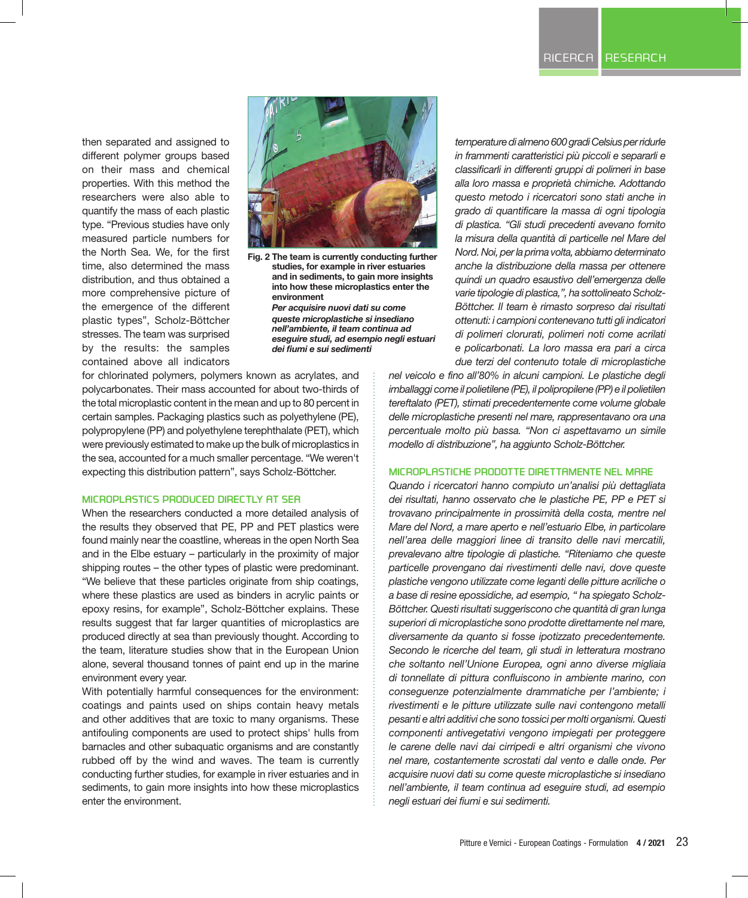then separated and assigned to different polymer groups based on their mass and chemical properties. With this method the researchers were also able to quantify the mass of each plastic type. "Previous studies have only measured particle numbers for the North Sea. We, for the first time, also determined the mass distribution, and thus obtained a more comprehensive picture of the emergence of the different plastic types", Scholz-Böttcher stresses. The team was surprised by the results: the samples contained above all indicators for chlorinated polymers, polymers known as acrylates, and polycarbonates. Their mass accounted for about two-thirds of the total microplastic content in the mean and up to 80 percent in certain samples. Packaging plastics such as polyethylene (PE), polypropylene (PP) and polyethylene terephthalate (PET), which were previously estimated to make up the bulk of microplastics in the sea, accounted for a much smaller percentage. "We weren't expecting this distribution pattern", says Scholz-Böttcher.

**Fig. 2 The team is currently conducting further studies, for example in river estuaries and in sediments, to gain more insights into how these microplastics enter the environment**

***Per acquisire nuovi dati su come queste microplastiche si insediano nell'ambiente, il team continua ad eseguire studi, ad esempio negli estuari dei fiumi e sui sedimenti***

## MICROPLASTICS PRODUCED DIRECTLY AT SEA

When the researchers conducted a more detailed analysis of the results they observed that PE, PP and PET plastics were found mainly near the coastline, whereas in the open North Sea and in the Elbe estuary – particularly in the proximity of major shipping routes – the other types of plastic were predominant. "We believe that these particles originate from ship coatings, where these plastics are used as binders in acrylic paints or epoxy resins, for example", Scholz-Böttcher explains. These results suggest that far larger quantities of microplastics are produced directly at sea than previously thought. According to the team, literature studies show that in the European Union alone, several thousand tonnes of paint end up in the marine environment every year.

With potentially harmful consequences for the environment: coatings and paints used on ships contain heavy metals and other additives that are toxic to many organisms. These antifouling components are used to protect ships' hulls from barnacles and other subaquatic organisms and are constantly rubbed off by the wind and waves. The team is currently conducting further studies, for example in river estuaries and in sediments, to gain more insights into how these microplastics enter the environment.

*temperature di almeno 600 gradi Celsius per ridurle in frammenti caratteristici più piccoli e separarli e classificarli in differenti gruppi di polimeri in base alla loro massa e proprietà chimiche. Adottando questo metodo i ricercatori sono stati anche in grado di quantificare la massa di ogni tipologia di plastica. "Gli studi precedenti avevano fornito la misura della quantità di particelle nel Mare del Nord. Noi, per la prima volta, abbiamo determinato anche la distribuzione della massa per ottenere quindi un quadro esaustivo dell'emergenza delle varie tipologie di plastica,", ha sottolineato Scholz-Böttcher. Il team è rimasto sorpreso dai risultati ottenuti: i campioni contenevano tutti gli indicatori di polimeri clorurati, polimeri noti come acrilati e policarbonati. La loro massa era pari a circa due terzi del contenuto totale di microplastiche nel veicolo e fino all'80% in alcuni campioni. Le plastiche degli imballaggi come il polietilene (PE), il polipropilene (PP) e il polietilen tereftalato (PET), stimati precedentemente come volume globale delle microplastiche presenti nel mare, rappresentavano ora una percentuale molto più bassa. "Non ci aspettavamo un simile modello di distribuzione", ha aggiunto Scholz-Böttcher.*

## MICROPLASTICHE PRODOTTE DIRETTAMENTE NEL MARE

*Quando i ricercatori hanno compiuto un'analisi più dettagliata dei risultati, hanno osservato che le plastiche PE, PP e PET si trovavano principalmente in prossimità della costa, mentre nel Mare del Nord, a mare aperto e nell'estuario Elbe, in particolare nell'area delle maggiori linee di transito delle navi mercatili, prevalevano altre tipologie di plastiche. "Riteniamo che queste particelle provengano dai rivestimenti delle navi, dove queste plastiche vengono utilizzate come leganti delle pitture acriliche o a base di resine epossidiche, ad esempio, " ha spiegato Scholz-Böttcher. Questi risultati suggeriscono che quantità di gran lunga superiori di microplastiche sono prodotte direttamente nel mare, diversamente da quanto si fosse ipotizzato precedentemente. Secondo le ricerche del team, gli studi in letteratura mostrano che soltanto nell'Unione Europea, ogni anno diverse migliaia di tonnellate di pittura confluiscono in ambiente marino, con conseguenze potenzialmente drammatiche per l'ambiente; i rivestimenti e le pitture utilizzate sulle navi contengono metalli pesanti e altri additivi che sono tossici per molti organismi. Questi componenti antivegetativi vengono impiegati per proteggere le carene delle navi dai cirripedi e altri organismi che vivono nel mare, costantemente scrostati dal vento e dalle onde. Per acquisire nuovi dati su come queste microplastiche si insediano nell'ambiente, il team continua ad eseguire studi, ad esempio negli estuari dei fiumi e sui sedimenti.*